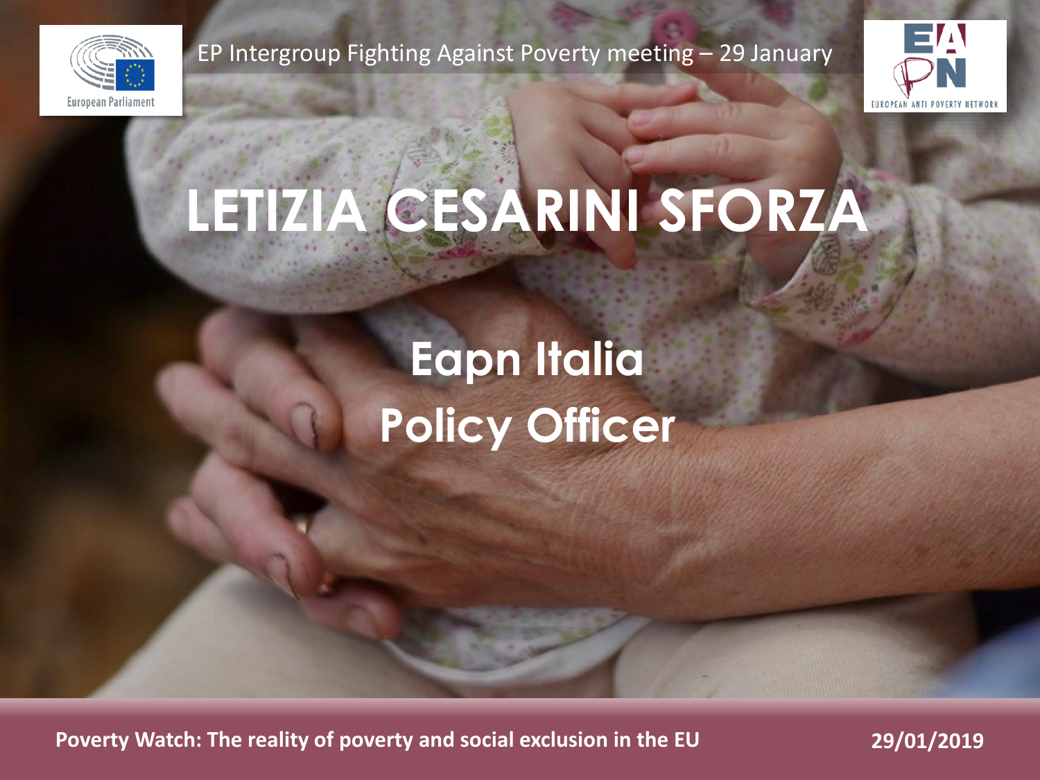EP Intergroup Fighting Against Poverty meeting – 29 January

# LETIZIA CESARINI SFORZA

## Eapn Italia
## Policy Officer

**Poverty Watch: The reality of poverty and social exclusion in the EU**

**29/01/2019**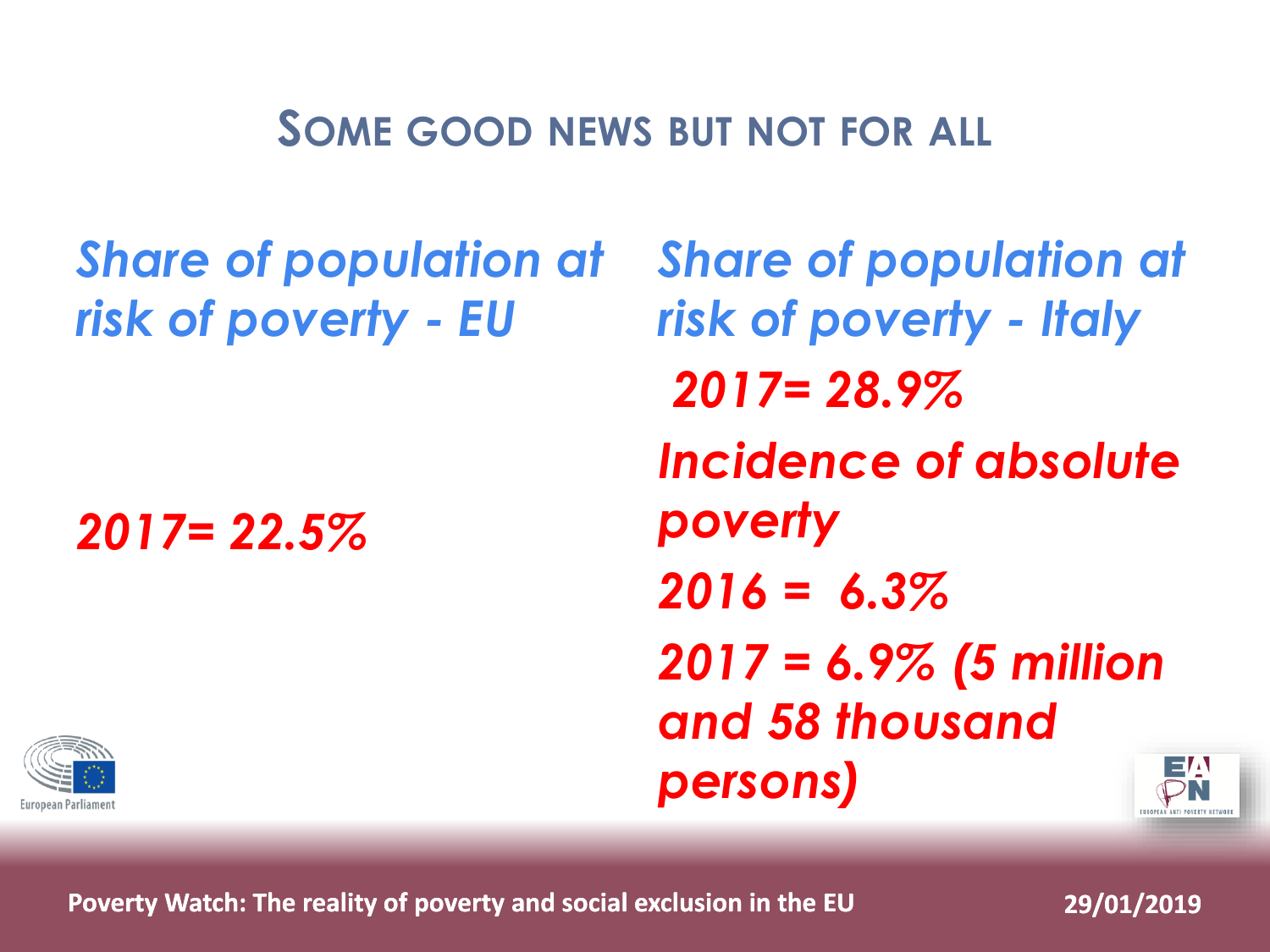## Some good news but not for all

*Share of population at risk of poverty - EU*

***2017= 22.5%***

*Share of population at risk of poverty - Italy*

***2017= 28.9%***

***Incidence of absolute poverty***

***2016 = 6.3%***

***2017 = 6.9% (5 million and 58 thousand persons)***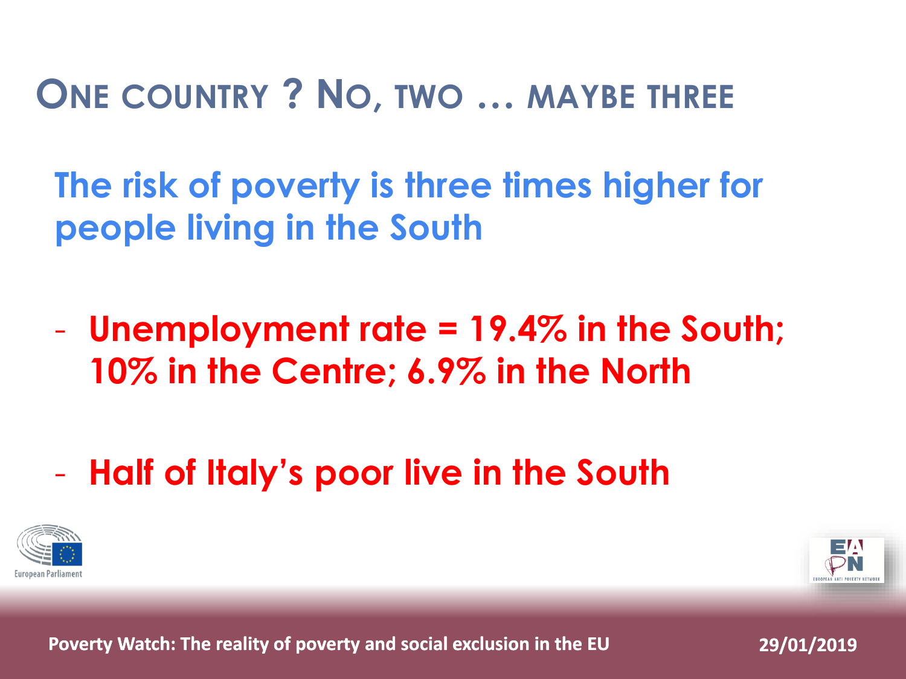# ONE COUNTRY ? NO, TWO … MAYBE THREE

**The risk of poverty is three times higher for people living in the South**

- **Unemployment rate = 19.4% in the South; 10% in the Centre; 6.9% in the North**

- **Half of Italy's poor live in the South**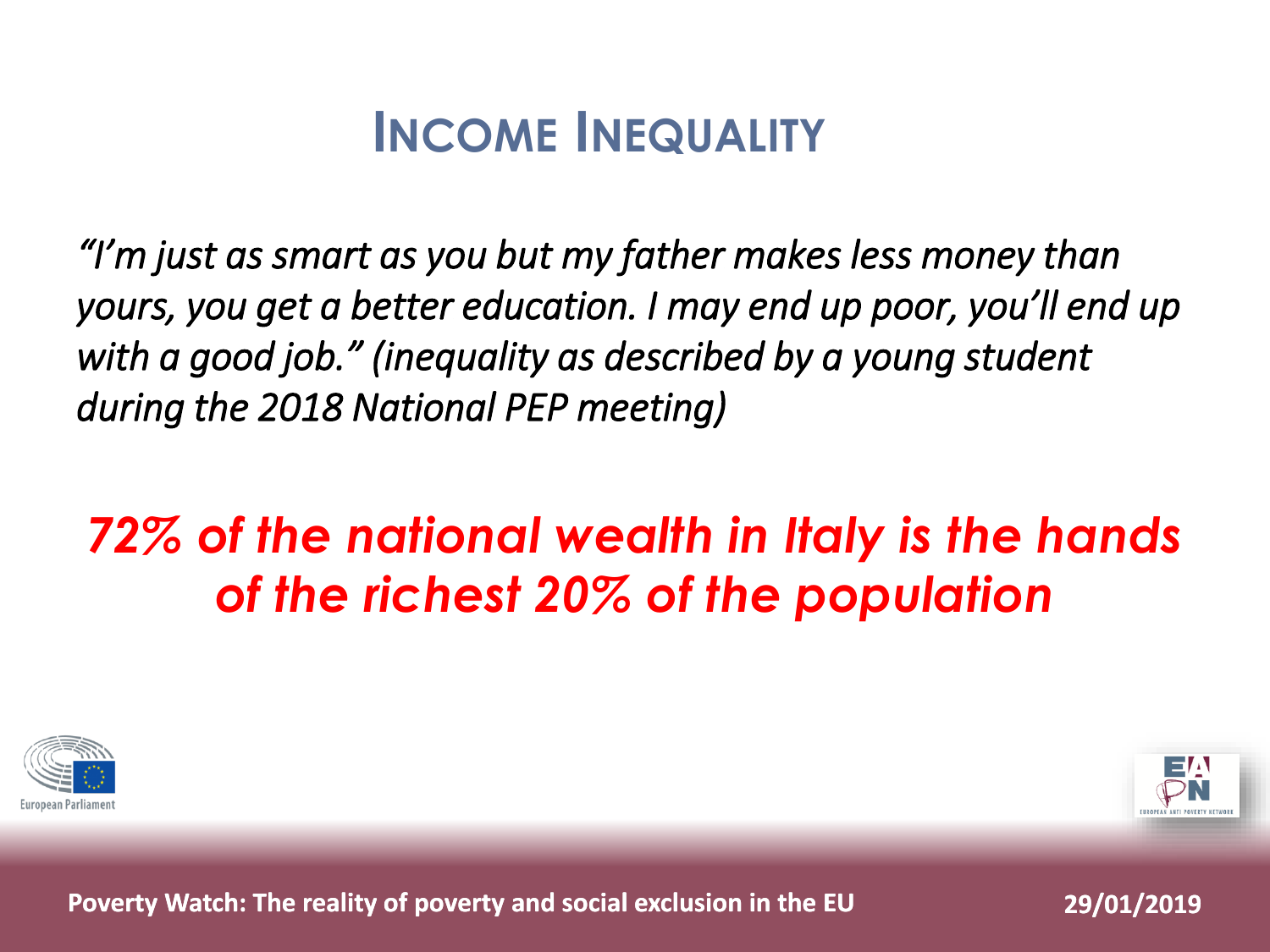# Income Inequality

*"I'm just as smart as you but my father makes less money than yours, you get a better education. I may end up poor, you'll end up with a good job." (inequality as described by a young student during the 2018 National PEP meeting)*

***72% of the national wealth in Italy is the hands of the richest 20% of the population***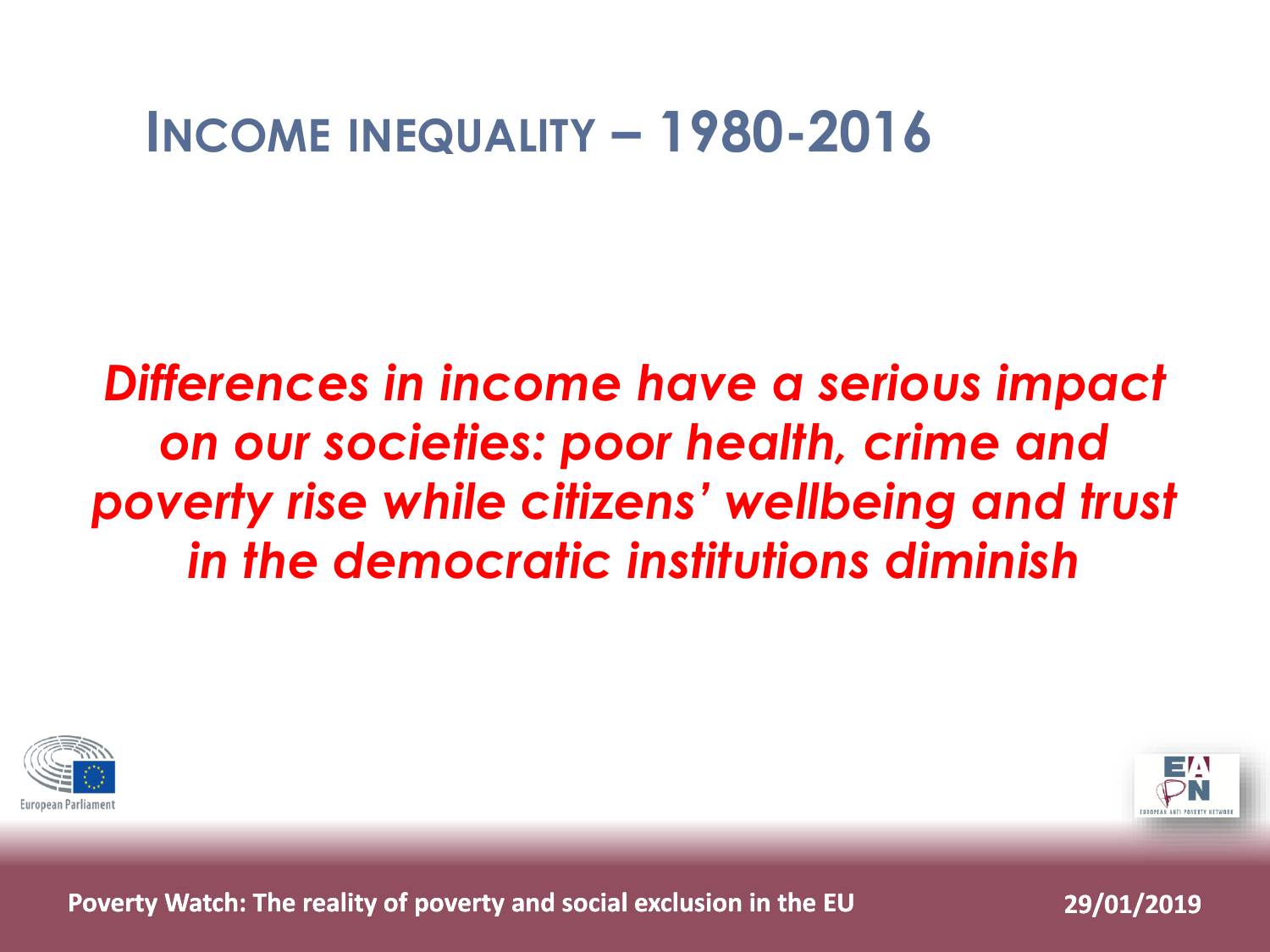# Income inequality – 1980-2016

***Differences in income have a serious impact on our societies: poor health, crime and poverty rise while citizens' wellbeing and trust in the democratic institutions diminish***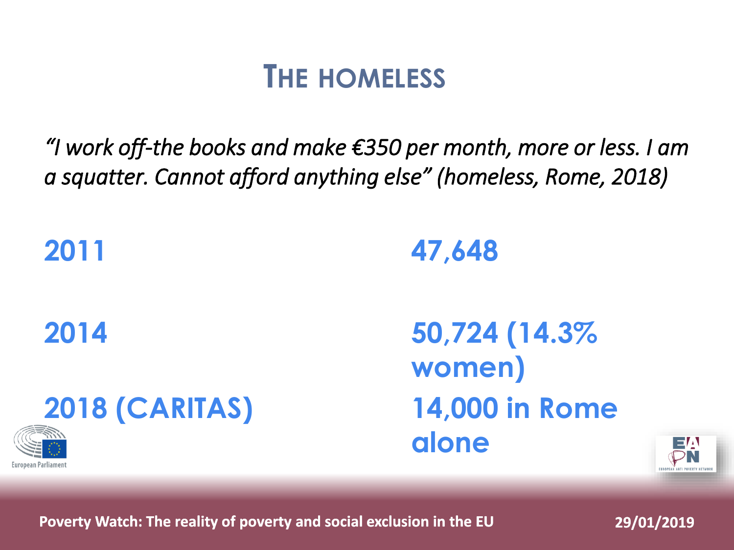# THE HOMELESS

*"I work off-the books and make €350 per month, more or less. I am a squatter. Cannot afford anything else"* (homeless, Rome, 2018)

| | |
|---|---|
| **2011** | **47,648** |
| **2014** | **50,724 (14.3% women)** |
| **2018 (CARITAS)** | **14,000 in Rome alone** |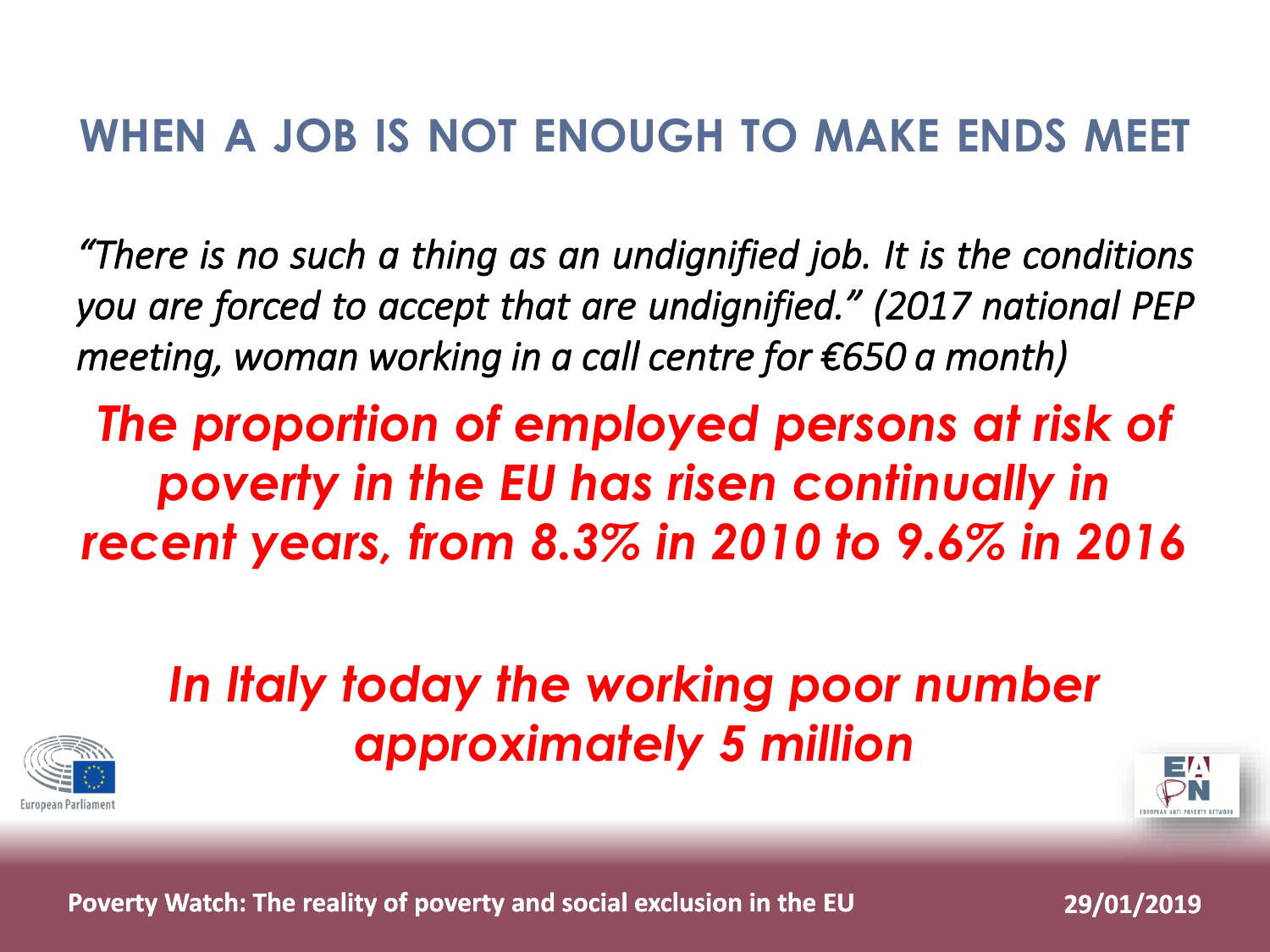## WHEN A JOB IS NOT ENOUGH TO MAKE ENDS MEET

*"There is no such a thing as an undignified job. It is the conditions you are forced to accept that are undignified." (2017 national PEP meeting, woman working in a call centre for €650 a month)*

***The proportion of employed persons at risk of poverty in the EU has risen continually in recent years, from 8.3% in 2010 to 9.6% in 2016***

***In Italy today the working poor number approximately 5 million***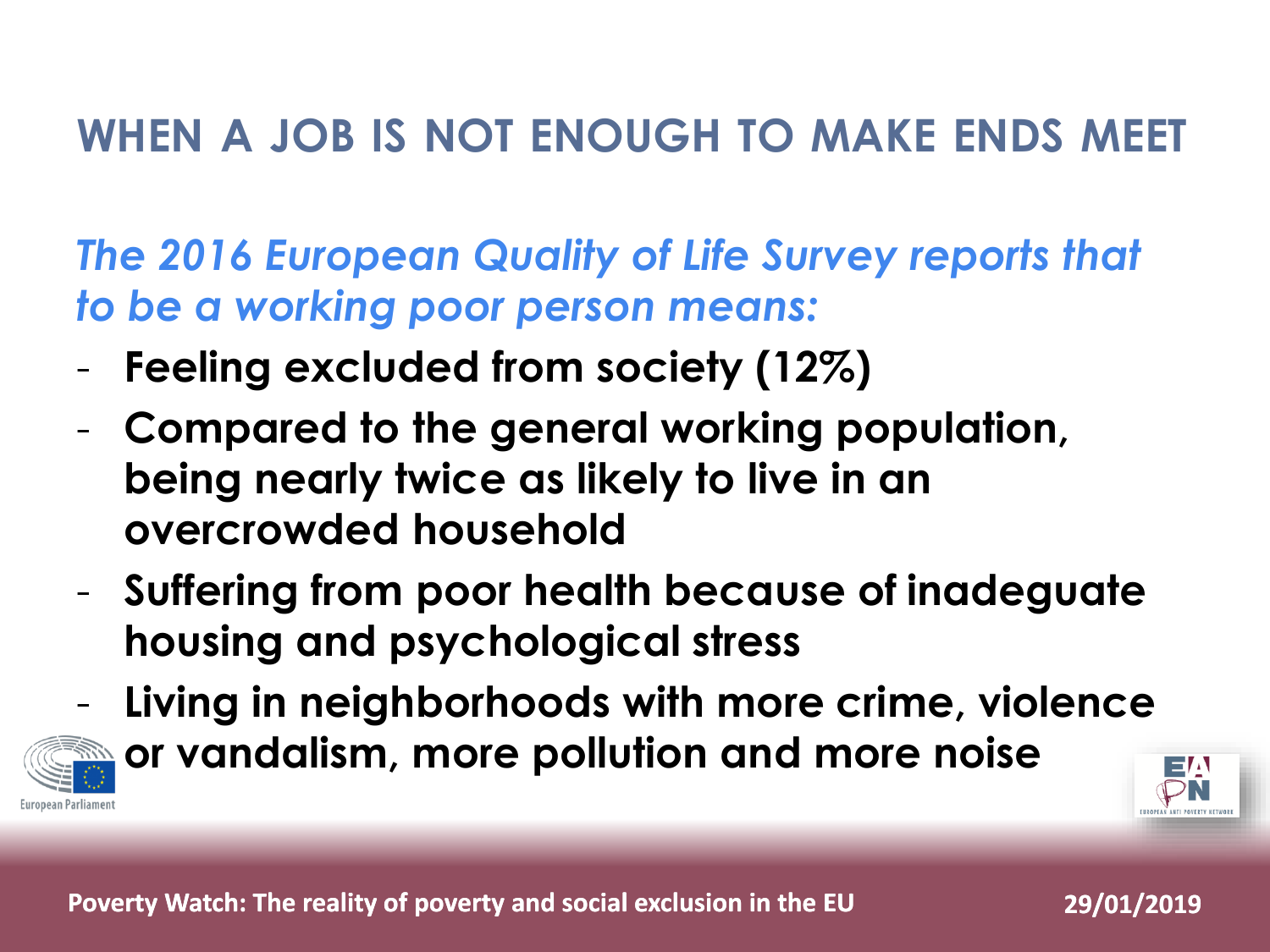# WHEN A JOB IS NOT ENOUGH TO MAKE ENDS MEET

*The 2016 European Quality of Life Survey reports that to be a working poor person means:*

- **Feeling excluded from society (12%)**
- **Compared to the general working population, being nearly twice as likely to live in an overcrowded household**
- **Suffering from poor health because of inadequate housing and psychological stress**
- **Living in neighborhoods with more crime, violence or vandalism, more pollution and more noise**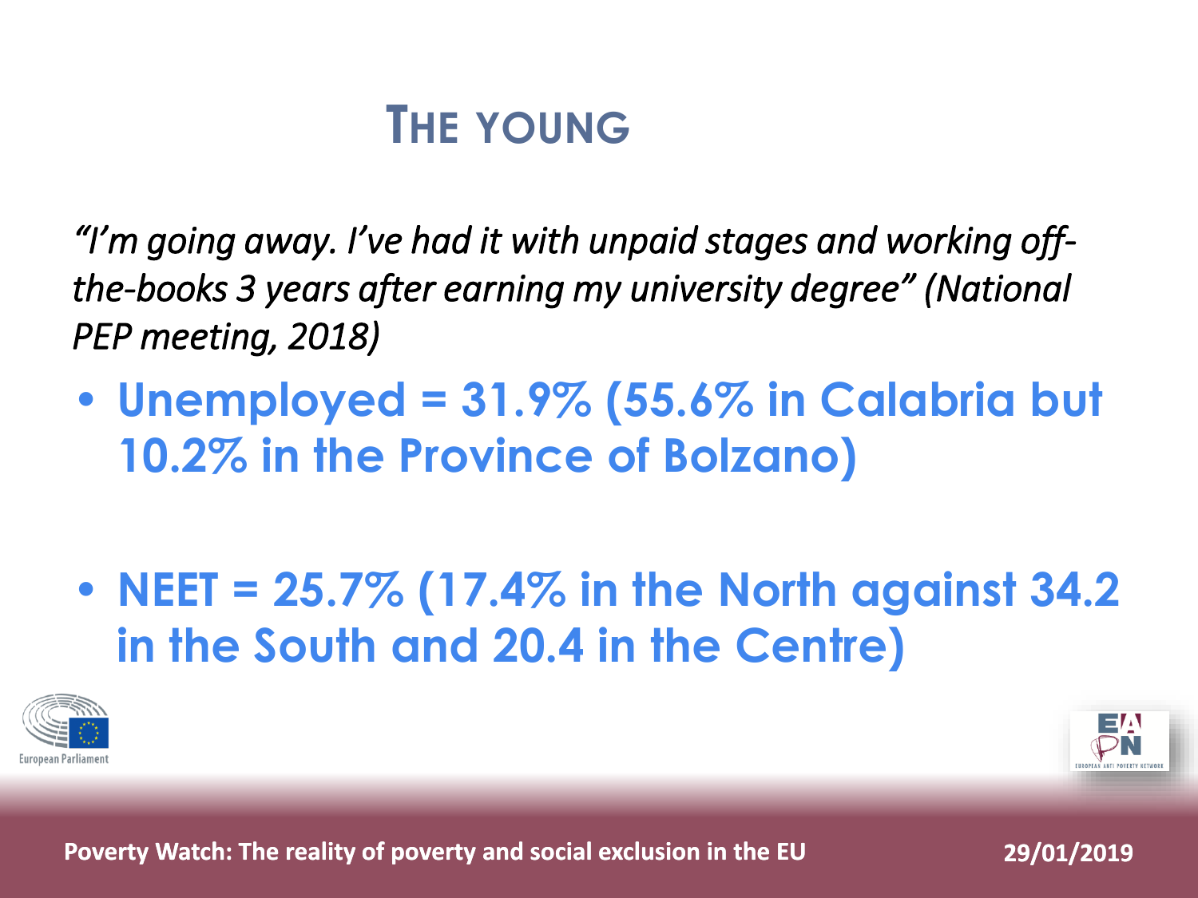# THE YOUNG

*"I'm going away. I've had it with unpaid stages and working off-the-books 3 years after earning my university degree" (National PEP meeting, 2018)*

- **Unemployed = 31.9% (55.6% in Calabria but 10.2% in the Province of Bolzano)**
- **NEET = 25.7% (17.4% in the North against 34.2 in the South and 20.4 in the Centre)**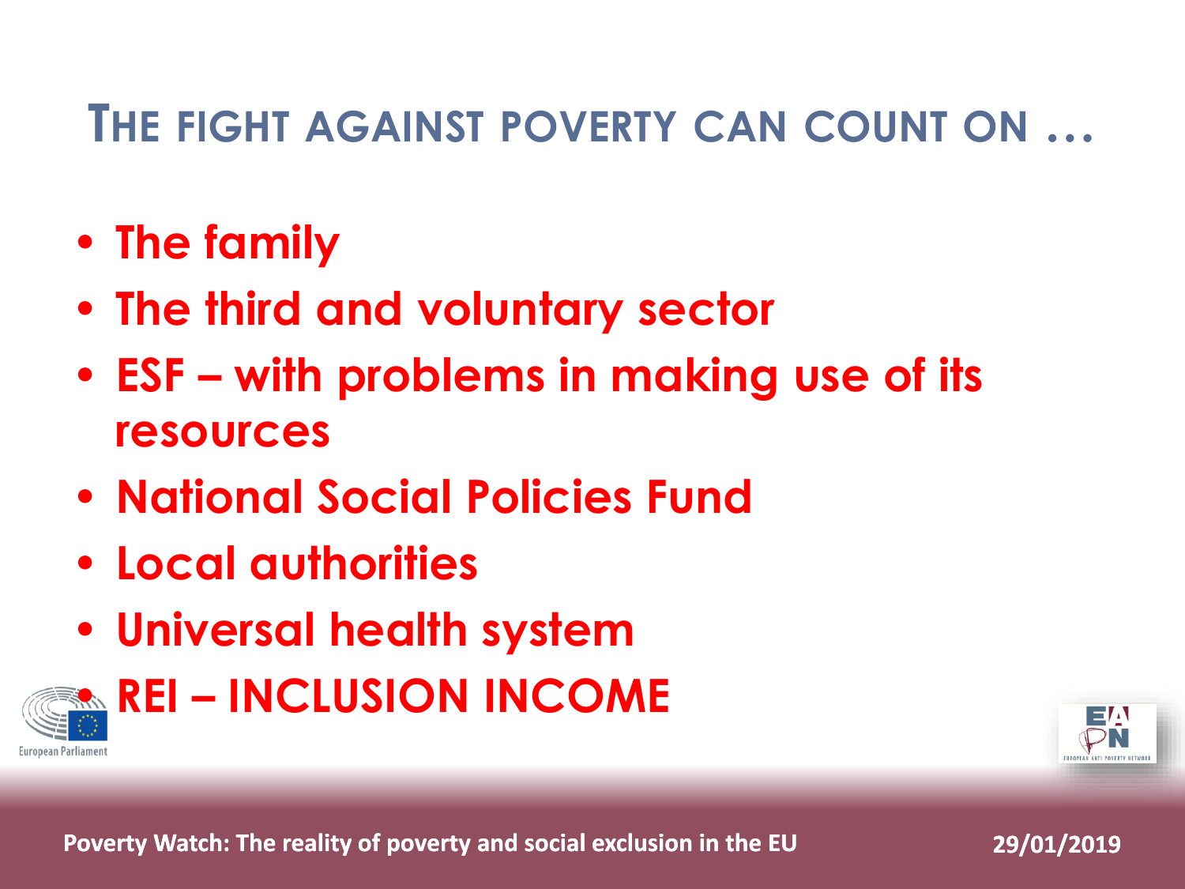# THE FIGHT AGAINST POVERTY CAN COUNT ON …

- **The family**
- **The third and voluntary sector**
- **ESF – with problems in making use of its resources**
- **National Social Policies Fund**
- **Local authorities**
- **Universal health system**
- **REI – INCLUSION INCOME**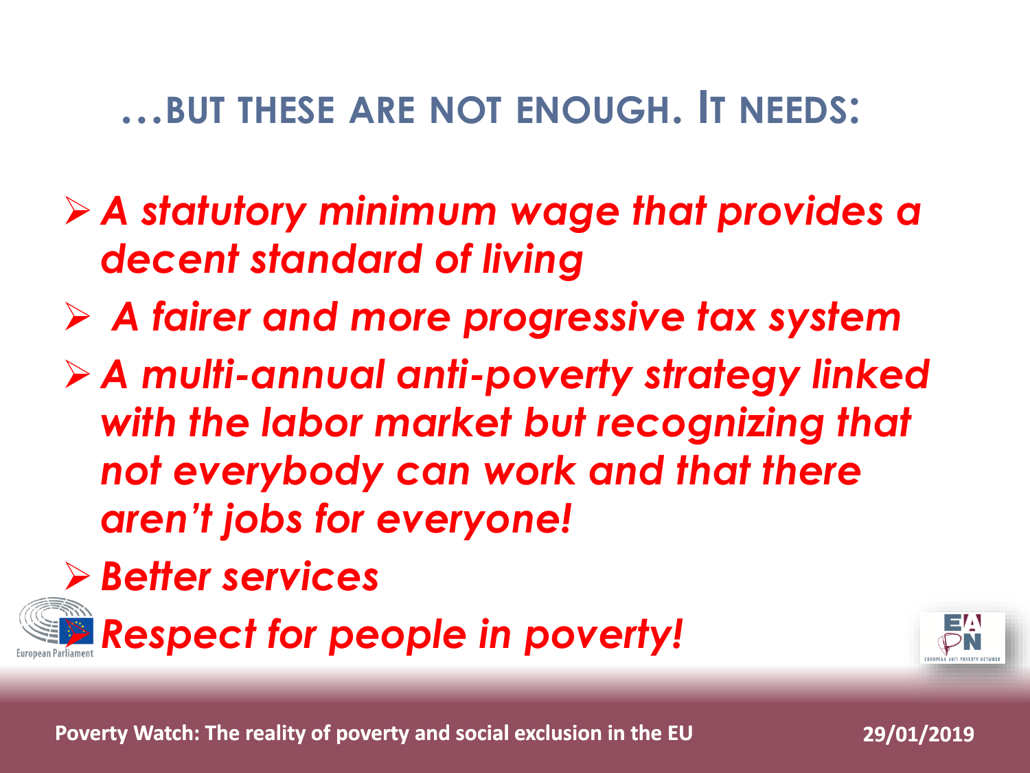## …BUT THESE ARE NOT ENOUGH. IT NEEDS:

- ***A statutory minimum wage that provides a decent standard of living***
- ***A fairer and more progressive tax system***
- ***A multi-annual anti-poverty strategy linked with the labor market but recognizing that not everybody can work and that there aren't jobs for everyone!***
- ***Better services***
- ***Respect for people in poverty!***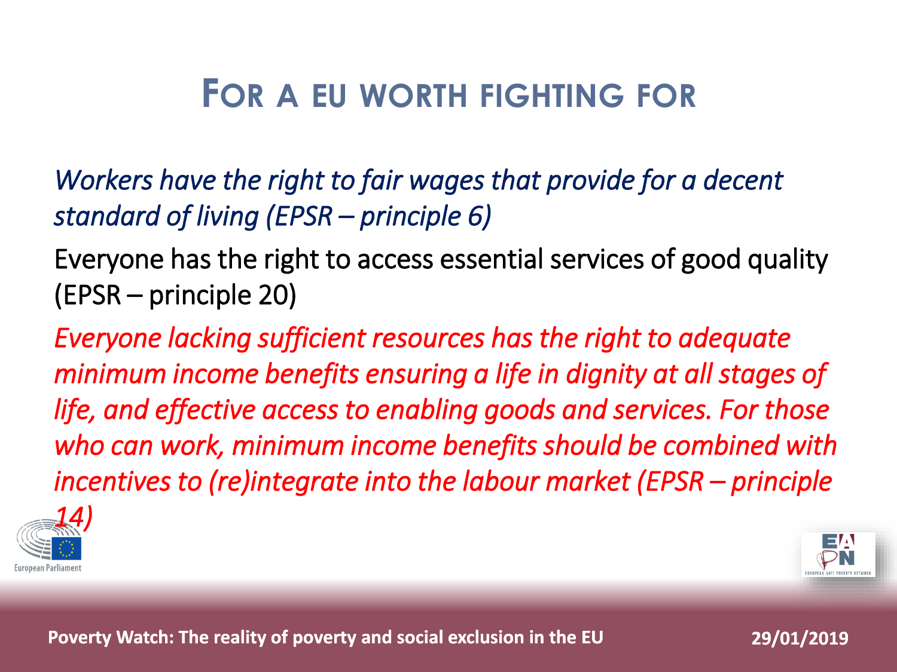# For a EU worth fighting for

*Workers have the right to fair wages that provide for a decent standard of living (EPSR – principle 6)*

Everyone has the right to access essential services of good quality (EPSR – principle 20)

*Everyone lacking sufficient resources has the right to adequate minimum income benefits ensuring a life in dignity at all stages of life, and effective access to enabling goods and services. For those who can work, minimum income benefits should be combined with incentives to (re)integrate into the labour market (EPSR – principle 14)*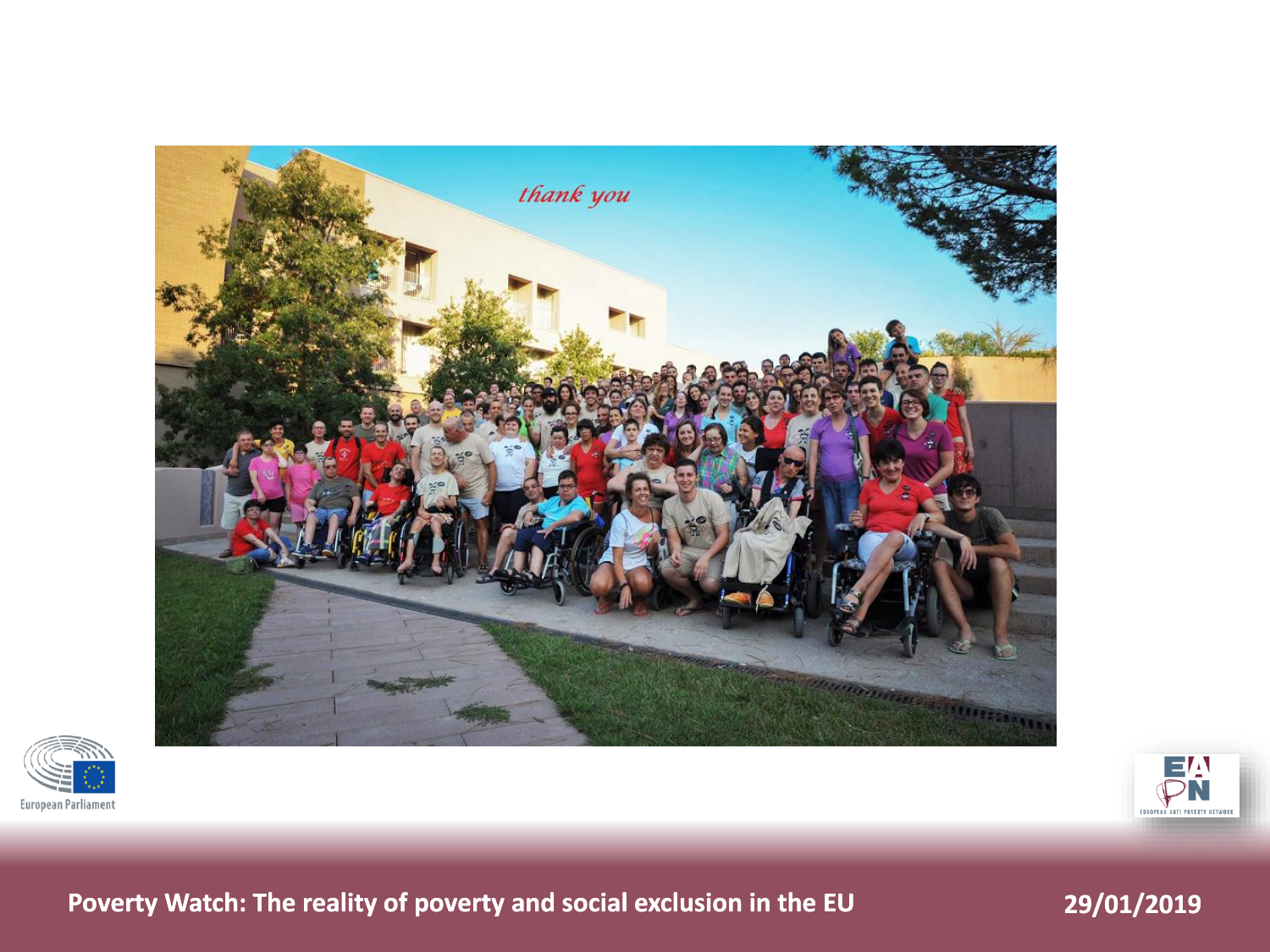*thank you*